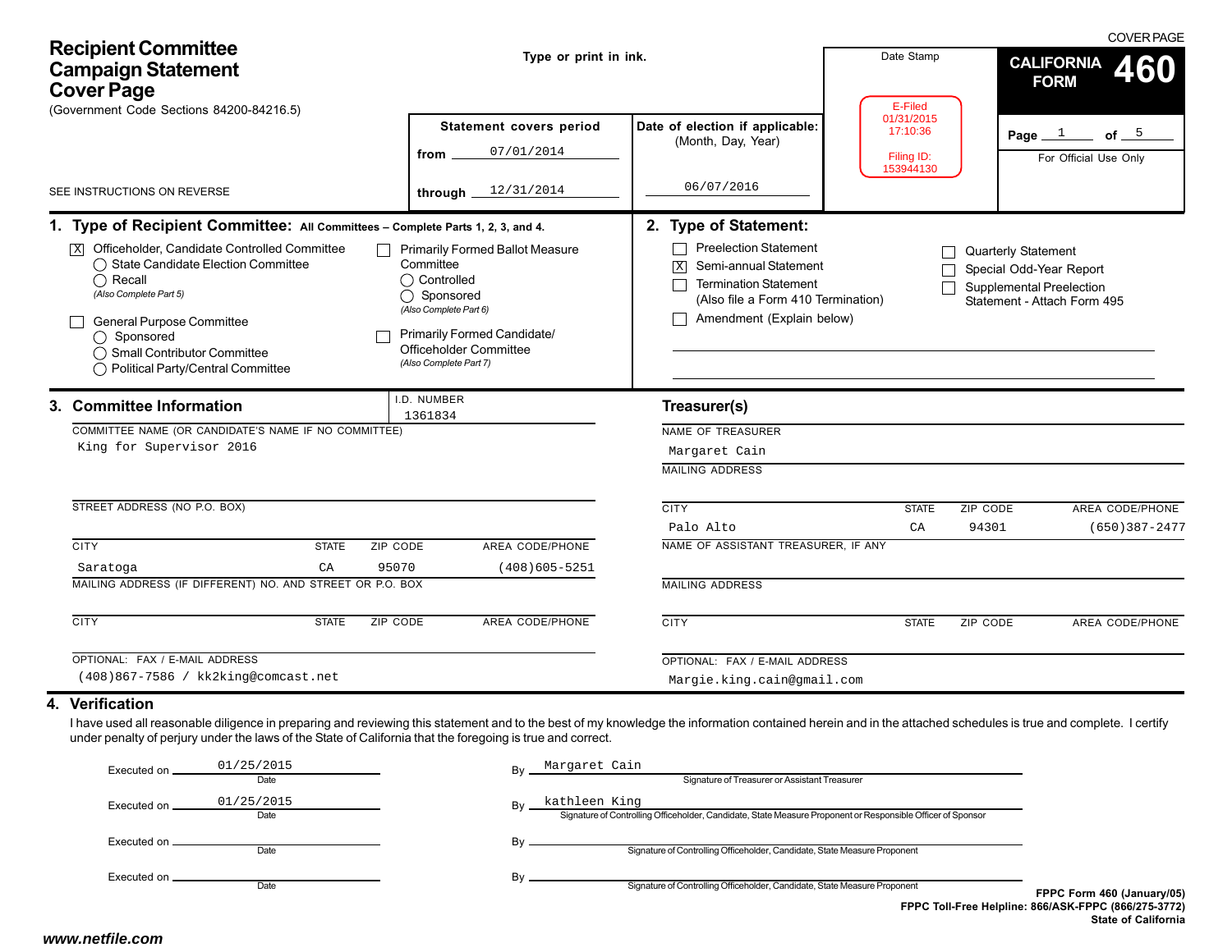# Recipient Committee Campaign Statement Cover Page

(Government Code Sections 84200-84216.5)

SEE INSTRUCTIONS ON REVERSE

Type or print in ink.

COVER PAGE

**CALIFORNIA FORM 460**

Page 1 of 5

For Official Use Only

Date Stamp

E-Filed
01/31/2015
17:10:36

Filing ID:
153944130

**Statement covers period**

from 07/01/2014

through 12/31/2014

**Date of election if applicable:** (Month, Day, Year)

06/07/2016

## 1. Type of Recipient Committee: All Committees – Complete Parts 1, 2, 3, and 4.

- [X] Officeholder, Candidate Controlled Committee
  - ◯ State Candidate Election Committee
  - ◯ Recall *(Also Complete Part 5)*
- [ ] General Purpose Committee
  - ◯ Sponsored
  - ◯ Small Contributor Committee
  - ◯ Political Party/Central Committee
- [ ] Primarily Formed Ballot Measure Committee
  - ◯ Controlled
  - ◯ Sponsored *(Also Complete Part 6)*
- [ ] Primarily Formed Candidate/Officeholder Committee *(Also Complete Part 7)*

## 2. Type of Statement:

- [ ] Preelection Statement
- [X] Semi-annual Statement
- [ ] Termination Statement (Also file a Form 410 Termination)
- [ ] Amendment (Explain below)
- [ ] Quarterly Statement
- [ ] Special Odd-Year Report
- [ ] Supplemental Preelection Statement - Attach Form 495

## 3. Committee Information

I.D. NUMBER: 1361834

COMMITTEE NAME (OR CANDIDATE'S NAME IF NO COMMITTEE): King for Supervisor 2016

STREET ADDRESS (NO P.O. BOX):

| CITY | STATE | ZIP CODE | AREA CODE/PHONE |
|---|---|---|---|
| Saratoga | CA | 95070 | (408)605-5251 |

MAILING ADDRESS (IF DIFFERENT) NO. AND STREET OR P.O. BOX:

| CITY | STATE | ZIP CODE | AREA CODE/PHONE |
|---|---|---|---|
| | | | |

OPTIONAL: FAX / E-MAIL ADDRESS: (408)867-7586 / kk2king@comcast.net

### Treasurer(s)

NAME OF TREASURER: Margaret Cain

MAILING ADDRESS:

| CITY | STATE | ZIP CODE | AREA CODE/PHONE |
|---|---|---|---|
| Palo Alto | CA | 94301 | (650)387-2477 |

NAME OF ASSISTANT TREASURER, IF ANY:

MAILING ADDRESS:

| CITY | STATE | ZIP CODE | AREA CODE/PHONE |
|---|---|---|---|
| | | | |

OPTIONAL: FAX / E-MAIL ADDRESS: Margie.king.cain@gmail.com

## 4. Verification

I have used all reasonable diligence in preparing and reviewing this statement and to the best of my knowledge the information contained herein and in the attached schedules is true and complete. I certify under penalty of perjury under the laws of the State of California that the foregoing is true and correct.

Executed on 01/25/2015 (Date) By Margaret Cain (Signature of Treasurer or Assistant Treasurer)

Executed on 01/25/2015 (Date) By kathleen King (Signature of Controlling Officeholder, Candidate, State Measure Proponent or Responsible Officer of Sponsor)

Executed on ________ (Date) By ________ (Signature of Controlling Officeholder, Candidate, State Measure Proponent)

Executed on ________ (Date) By ________ (Signature of Controlling Officeholder, Candidate, State Measure Proponent)

FPPC Form 460 (January/05)
FPPC Toll-Free Helpline: 866/ASK-FPPC (866/275-3772)
State of California

www.netfile.com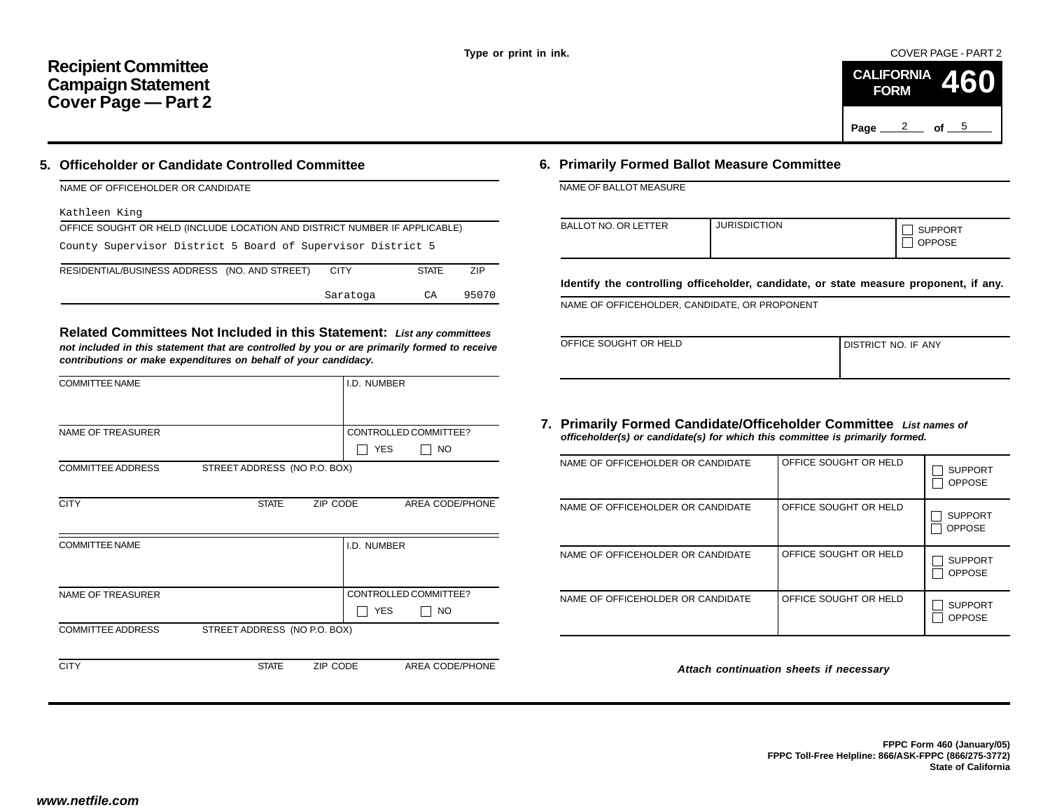Type or print in ink.

# Recipient Committee Campaign Statement Cover Page — Part 2

COVER PAGE - PART 2

**CALIFORNIA FORM 460**

Page 2 of 5

## 5. Officeholder or Candidate Controlled Committee

| NAME OF OFFICEHOLDER OR CANDIDATE | | | |
|---|---|---|---|
| Kathleen King | | | |
| **OFFICE SOUGHT OR HELD (INCLUDE LOCATION AND DISTRICT NUMBER IF APPLICABLE)** | | | |
| County Supervisor District 5 Board of Supervisor District 5 | | | |
| **RESIDENTIAL/BUSINESS ADDRESS (NO. AND STREET)** | **CITY** | **STATE** | **ZIP** |
| | Saratoga | CA | 95070 |

### Related Committees Not Included in this Statement:

*List any committees not included in this statement that are controlled by you or are primarily formed to receive contributions or make expenditures on behalf of your candidacy.*

| COMMITTEE NAME | | | I.D. NUMBER |
|---|---|---|---|
| | | | |
| NAME OF TREASURER | | | CONTROLLED COMMITTEE? ☐ YES ☐ NO |
| COMMITTEE ADDRESS STREET ADDRESS (NO P.O. BOX) | | | |
| CITY | STATE | ZIP CODE | AREA CODE/PHONE |
| | | | |

| COMMITTEE NAME | | | I.D. NUMBER |
|---|---|---|---|
| | | | |
| NAME OF TREASURER | | | CONTROLLED COMMITTEE? ☐ YES ☐ NO |
| COMMITTEE ADDRESS STREET ADDRESS (NO P.O. BOX) | | | |
| CITY | STATE | ZIP CODE | AREA CODE/PHONE |
| | | | |

## 6. Primarily Formed Ballot Measure Committee

| NAME OF BALLOT MEASURE | | |
|---|---|---|
| | | |
| BALLOT NO. OR LETTER | JURISDICTION | ☐ SUPPORT ☐ OPPOSE |

**Identify the controlling officeholder, candidate, or state measure proponent, if any.**

| NAME OF OFFICEHOLDER, CANDIDATE, OR PROPONENT | |
|---|---|
| | |
| OFFICE SOUGHT OR HELD | DISTRICT NO. IF ANY |

## 7. Primarily Formed Candidate/Officeholder Committee

*List names of officeholder(s) or candidate(s) for which this committee is primarily formed.*

| NAME OF OFFICEHOLDER OR CANDIDATE | OFFICE SOUGHT OR HELD | |
|---|---|---|
| | | ☐ SUPPORT ☐ OPPOSE |
| NAME OF OFFICEHOLDER OR CANDIDATE | OFFICE SOUGHT OR HELD | ☐ SUPPORT ☐ OPPOSE |
| NAME OF OFFICEHOLDER OR CANDIDATE | OFFICE SOUGHT OR HELD | ☐ SUPPORT ☐ OPPOSE |
| NAME OF OFFICEHOLDER OR CANDIDATE | OFFICE SOUGHT OR HELD | ☐ SUPPORT ☐ OPPOSE |

*Attach continuation sheets if necessary*

**FPPC Form 460 (January/05)**
**FPPC Toll-Free Helpline: 866/ASK-FPPC (866/275-3772)**
**State of California**

***www.netfile.com***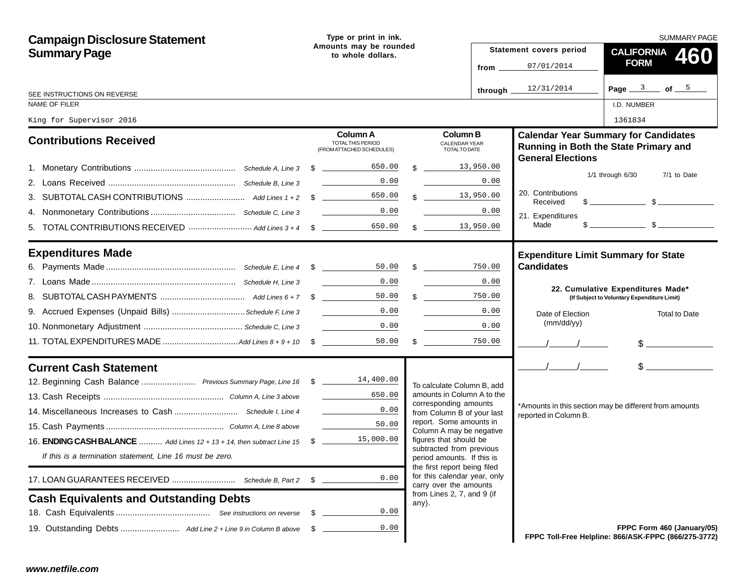# Campaign Disclosure Statement Summary Page

Type or print in ink.
Amounts may be rounded to whole dollars.

SUMMARY PAGE

**CALIFORNIA FORM 460**

Statement covers period
from 07/01/2014
through 12/31/2014

SEE INSTRUCTIONS ON REVERSE

NAME OF FILER: King for Supervisor 2016

I.D. NUMBER: 1361834

## Contributions Received

| | | Column A TOTAL THIS PERIOD (FROM ATTACHED SCHEDULES) | Column B CALENDAR YEAR TOTAL TO DATE |
|---|---|---|---|
| 1. Monetary Contributions | *Schedule A, Line 3* | $ 650.00 | $ 13,950.00 |
| 2. Loans Received | *Schedule B, Line 3* | 0.00 | 0.00 |
| 3. SUBTOTAL CASH CONTRIBUTIONS | *Add Lines 1 + 2* | $ 650.00 | $ 13,950.00 |
| 4. Nonmonetary Contributions | *Schedule C, Line 3* | 0.00 | 0.00 |
| 5. TOTAL CONTRIBUTIONS RECEIVED | *Add Lines 3 + 4* | $ 650.00 | $ 13,950.00 |

## Expenditures Made

| | | Column A | Column B |
|---|---|---|---|
| 6. Payments Made | *Schedule E, Line 4* | $ 50.00 | $ 750.00 |
| 7. Loans Made | *Schedule H, Line 3* | 0.00 | 0.00 |
| 8. SUBTOTAL CASH PAYMENTS | *Add Lines 6 + 7* | $ 50.00 | $ 750.00 |
| 9. Accrued Expenses (Unpaid Bills) | *Schedule F, Line 3* | 0.00 | 0.00 |
| 10. Nonmonetary Adjustment | *Schedule C, Line 3* | 0.00 | 0.00 |
| 11. TOTAL EXPENDITURES MADE | *Add Lines 8 + 9 + 10* | $ 50.00 | $ 750.00 |

## Current Cash Statement

| | | |
|---|---|---|
| 12. Beginning Cash Balance | *Previous Summary Page, Line 16* | $ 14,400.00 |
| 13. Cash Receipts | *Column A, Line 3 above* | 650.00 |
| 14. Miscellaneous Increases to Cash | *Schedule I, Line 4* | 0.00 |
| 15. Cash Payments | *Column A, Line 8 above* | 50.00 |
| 16. **ENDING CASH BALANCE** | *Add Lines 12 + 13 + 14, then subtract Line 15* | $ 15,000.00 |

*If this is a termination statement, Line 16 must be zero.*

| | | |
|---|---|---|
| 17. LOAN GUARANTEES RECEIVED | *Schedule B, Part 2* | $ 0.00 |

## Cash Equivalents and Outstanding Debts

| | | |
|---|---|---|
| 18. Cash Equivalents | *See instructions on reverse* | $ 0.00 |
| 19. Outstanding Debts | *Add Line 2 + Line 9 in Column B above* | $ 0.00 |

To calculate Column B, add amounts in Column A to the corresponding amounts from Column B of your last report. Some amounts in Column A may be negative figures that should be subtracted from previous period amounts. If this is the first report being filed for this calendar year, only carry over the amounts from Lines 2, 7, and 9 (if any).

## Calendar Year Summary for Candidates Running in Both the State Primary and General Elections

| | 1/1 through 6/30 | 7/1 to Date |
|---|---|---|
| 20. Contributions Received | $ | $ |
| 21. Expenditures Made | $ | $ |

## Expenditure Limit Summary for State Candidates

**22. Cumulative Expenditures Made*** **(If Subject to Voluntary Expenditure Limit)**

| Date of Election (mm/dd/yy) | Total to Date |
|---|---|
| / / | $ |
| / / | $ |

*Amounts in this section may be different from amounts reported in Column B.

**FPPC Form 460 (January/05)**
**FPPC Toll-Free Helpline: 866/ASK-FPPC (866/275-3772)**

***www.netfile.com***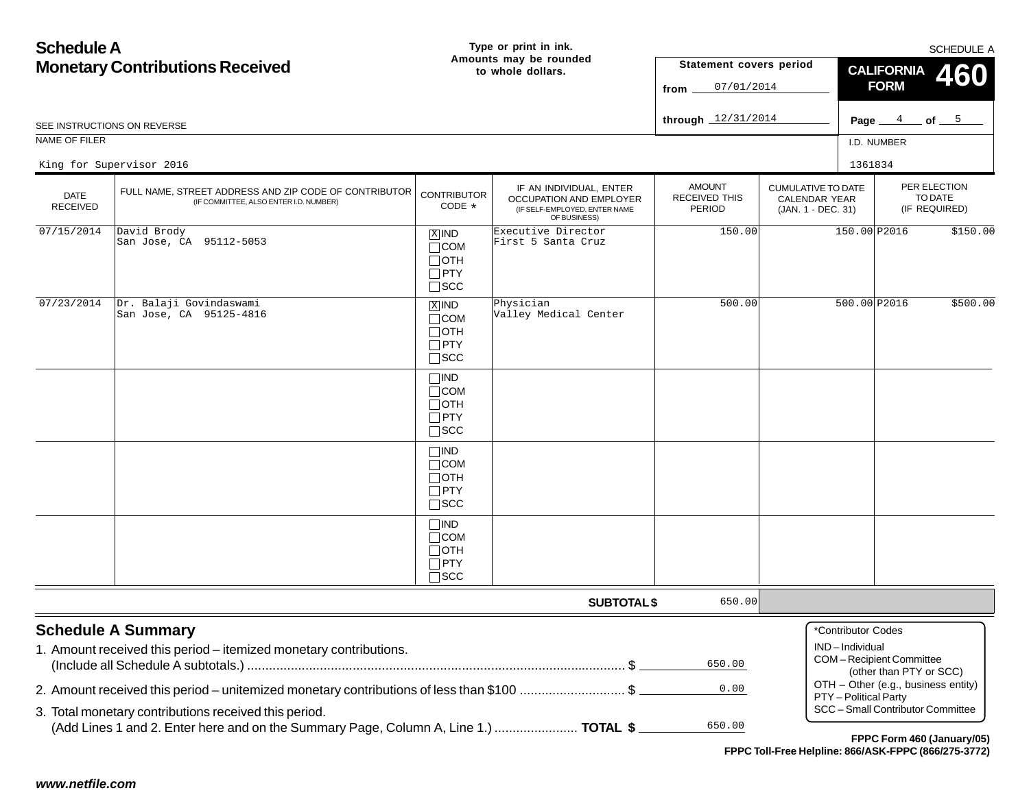# Schedule A
# Monetary Contributions Received

Type or print in ink.
Amounts may be rounded to whole dollars.

SCHEDULE A

**CALIFORNIA FORM 460**

Statement covers period
from 07/01/2014
through 12/31/2014

Page 4 of 5

SEE INSTRUCTIONS ON REVERSE

NAME OF FILER: King for Supervisor 2016

I.D. NUMBER: 1361834

| DATE RECEIVED | FULL NAME, STREET ADDRESS AND ZIP CODE OF CONTRIBUTOR (IF COMMITTEE, ALSO ENTER I.D. NUMBER) | CONTRIBUTOR CODE * | IF AN INDIVIDUAL, ENTER OCCUPATION AND EMPLOYER (IF SELF-EMPLOYED, ENTER NAME OF BUSINESS) | AMOUNT RECEIVED THIS PERIOD | CUMULATIVE TO DATE CALENDAR YEAR (JAN. 1 - DEC. 31) | PER ELECTION TO DATE (IF REQUIRED) |
|---|---|---|---|---|---|---|
| 07/15/2014 | David Brody<br>San Jose, CA 95112-5053 | [X] IND<br>[ ] COM<br>[ ] OTH<br>[ ] PTY<br>[ ] SCC | Executive Director<br>First 5 Santa Cruz | 150.00 | 150.00 | P2016 $150.00 |
| 07/23/2014 | Dr. Balaji Govindaswami<br>San Jose, CA 95125-4816 | [X] IND<br>[ ] COM<br>[ ] OTH<br>[ ] PTY<br>[ ] SCC | Physician<br>Valley Medical Center | 500.00 | 500.00 | P2016 $500.00 |
| | | [ ] IND<br>[ ] COM<br>[ ] OTH<br>[ ] PTY<br>[ ] SCC | | | | |
| | | [ ] IND<br>[ ] COM<br>[ ] OTH<br>[ ] PTY<br>[ ] SCC | | | | |
| | | [ ] IND<br>[ ] COM<br>[ ] OTH<br>[ ] PTY<br>[ ] SCC | | | | |
| | | | **SUBTOTAL $** | 650.00 | | |

## Schedule A Summary

1. Amount received this period – itemized monetary contributions. (Include all Schedule A subtotals.) ........ $ 650.00
2. Amount received this period – unitemized monetary contributions of less than $100 ........ $ 0.00
3. Total monetary contributions received this period. (Add Lines 1 and 2. Enter here and on the Summary Page, Column A, Line 1.) ........ **TOTAL $** 650.00

*Contributor Codes
- IND – Individual
- COM – Recipient Committee (other than PTY or SCC)
- OTH – Other (e.g., business entity)
- PTY – Political Party
- SCC – Small Contributor Committee

**FPPC Form 460 (January/05)**
**FPPC Toll-Free Helpline: 866/ASK-FPPC (866/275-3772)**

*www.netfile.com*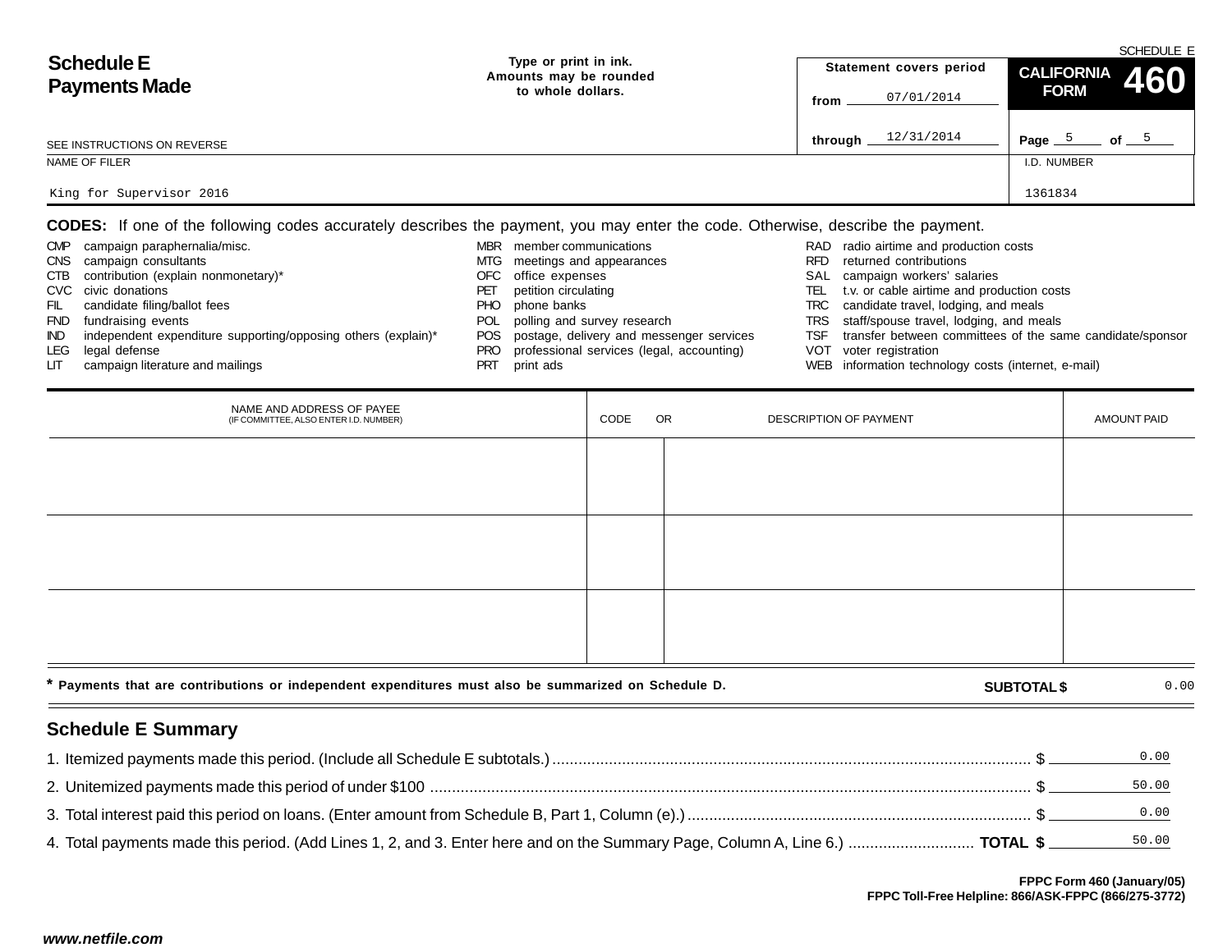SCHEDULE E

# Schedule E
# Payments Made

**Type or print in ink. Amounts may be rounded to whole dollars.**

| Statement covers period | |
|---|---|
| from | 07/01/2014 |
| through | 12/31/2014 |

**CALIFORNIA FORM 460**

Page 5 of 5

SEE INSTRUCTIONS ON REVERSE

| NAME OF FILER | I.D. NUMBER |
|---|---|
| King for Supervisor 2016 | 1361834 |

**CODES:** If one of the following codes accurately describes the payment, you may enter the code. Otherwise, describe the payment.

| | | | | | |
|---|---|---|---|---|---|
| CMP | campaign paraphernalia/misc. | MBR | member communications | RAD | radio airtime and production costs |
| CNS | campaign consultants | MTG | meetings and appearances | RFD | returned contributions |
| CTB | contribution (explain nonmonetary)* | OFC | office expenses | SAL | campaign workers' salaries |
| CVC | civic donations | PET | petition circulating | TEL | t.v. or cable airtime and production costs |
| FIL | candidate filing/ballot fees | PHO | phone banks | TRC | candidate travel, lodging, and meals |
| FND | fundraising events | POL | polling and survey research | TRS | staff/spouse travel, lodging, and meals |
| IND | independent expenditure supporting/opposing others (explain)* | POS | postage, delivery and messenger services | TSF | transfer between committees of the same candidate/sponsor |
| LEG | legal defense | PRO | professional services (legal, accounting) | VOT | voter registration |
| LIT | campaign literature and mailings | PRT | print ads | WEB | information technology costs (internet, e-mail) |

| NAME AND ADDRESS OF PAYEE (IF COMMITTEE, ALSO ENTER I.D. NUMBER) | CODE | OR DESCRIPTION OF PAYMENT | AMOUNT PAID |
|---|---|---|---|
| | | | |
| | | | |
| | | | |

\* Payments that are contributions or independent expenditures must also be summarized on Schedule D.

**SUBTOTAL $** 0.00

## Schedule E Summary

1. Itemized payments made this period. (Include all Schedule E subtotals.) $ 0.00
2. Unitemized payments made this period of under $100 $ 50.00
3. Total interest paid this period on loans. (Enter amount from Schedule B, Part 1, Column (e).) $ 0.00
4. Total payments made this period. (Add Lines 1, 2, and 3. Enter here and on the Summary Page, Column A, Line 6.) **TOTAL $** 50.00

**FPPC Form 460 (January/05)**
**FPPC Toll-Free Helpline: 866/ASK-FPPC (866/275-3772)**

*www.netfile.com*